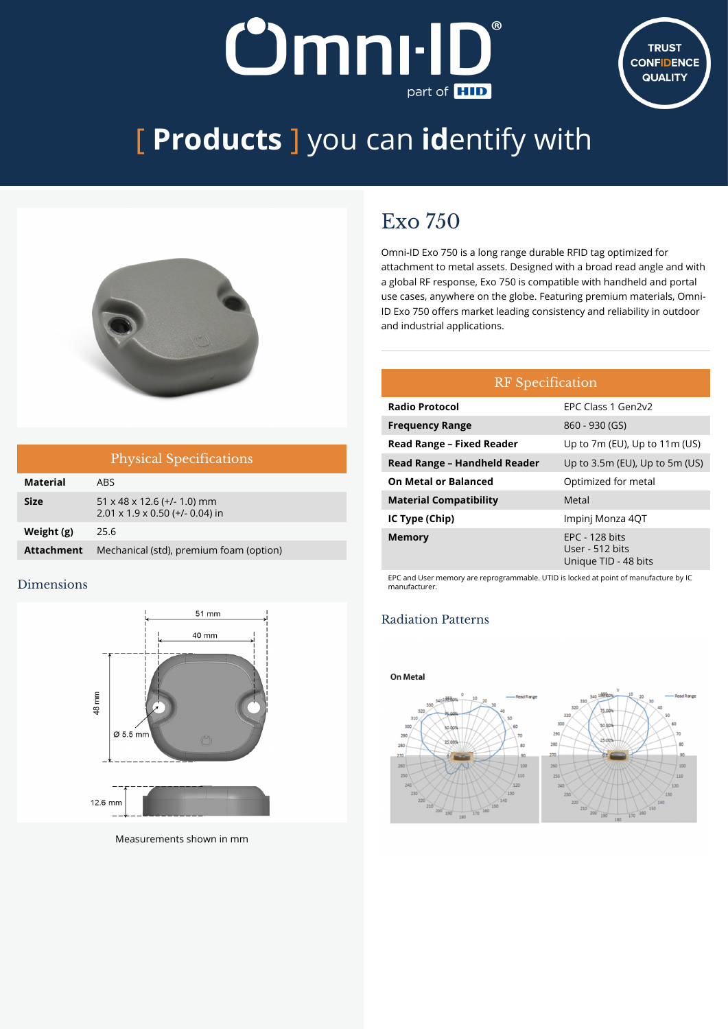# [ Products ] you can identify with

## Exo 750

Omni-ID Exo 750 is a long range durable RFID tag optimized for attachment to metal assets. Designed with a broad read angle and with a global RF response, Exo 750 is compatible with handheld and portal use cases, anywhere on the globe. Featuring premium materials, Omni-ID Exo 750 offers market leading consistency and reliability in outdoor and industrial applications.

### Physical Specifications

| Physical Specifications | |
|---|---|
| **Material** | ABS |
| **Size** | 51 x 48 x 12.6 (+/- 1.0) mm<br>2.01 x 1.9 x 0.50 (+/- 0.04) in |
| **Weight (g)** | 25.6 |
| **Attachment** | Mechanical (std), premium foam (option) |

### Dimensions

51 mm

40 mm

48 mm

Ø 5.5 mm

12.6 mm

Measurements shown in mm

### RF Specification

| RF Specification | |
|---|---|
| **Radio Protocol** | EPC Class 1 Gen2v2 |
| **Frequency Range** | 860 - 930 (GS) |
| **Read Range – Fixed Reader** | Up to 7m (EU), Up to 11m (US) |
| **Read Range – Handheld Reader** | Up to 3.5m (EU), Up to 5m (US) |
| **On Metal or Balanced** | Optimized for metal |
| **Material Compatibility** | Metal |
| **IC Type (Chip)** | Impinj Monza 4QT |
| **Memory** | EPC - 128 bits<br>User - 512 bits<br>Unique TID - 48 bits |

EPC and User memory are reprogrammable. UTID is locked at point of manufacture by IC manufacturer.

### Radiation Patterns

**On Metal**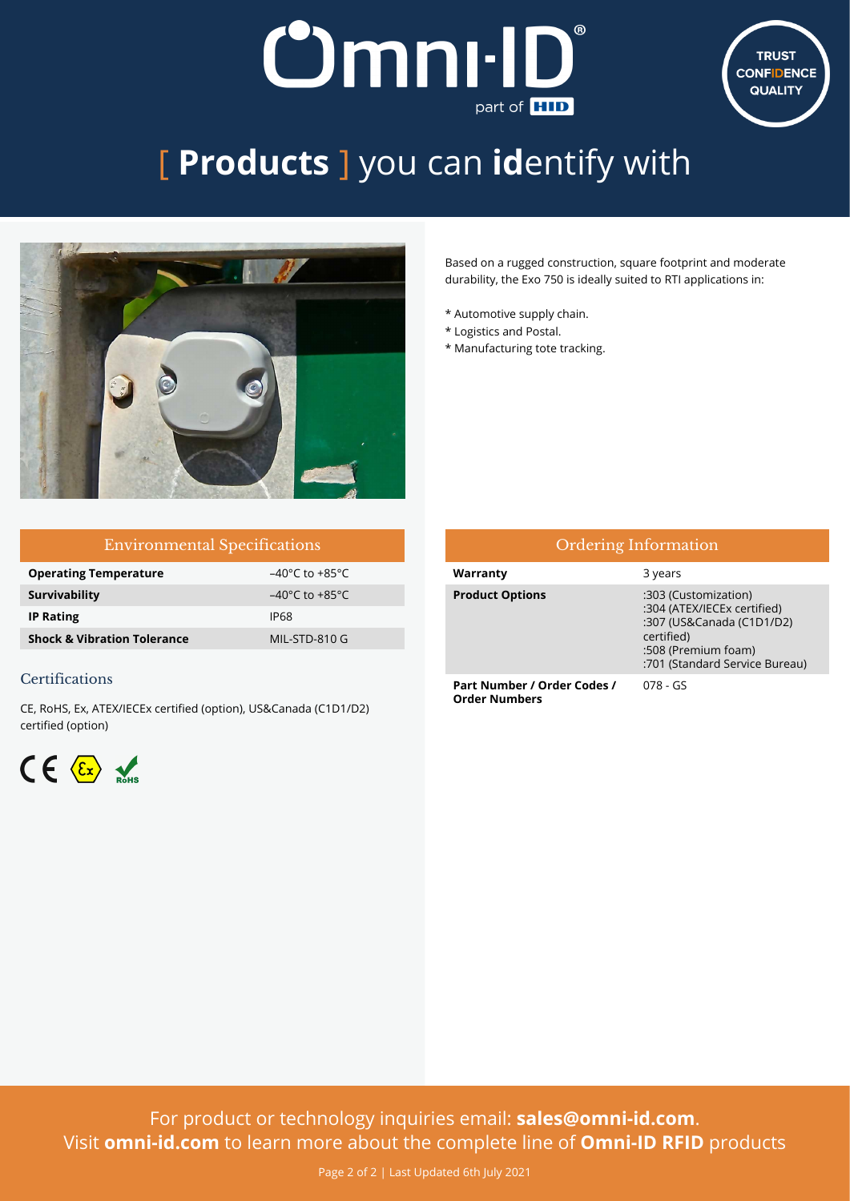# [ Products ] you can identify with

Based on a rugged construction, square footprint and moderate durability, the Exo 750 is ideally suited to RTI applications in:

* Automotive supply chain.
* Logistics and Postal.
* Manufacturing tote tracking.

## Environmental Specifications

| | |
|---|---|
| **Operating Temperature** | –40°C to +85°C |
| **Survivability** | –40°C to +85°C |
| **IP Rating** | IP68 |
| **Shock & Vibration Tolerance** | MIL-STD-810 G |

### Certifications

CE, RoHS, Ex, ATEX/IECEx certified (option), US&Canada (C1D1/D2) certified (option)

## Ordering Information

| | |
|---|---|
| **Warranty** | 3 years |
| **Product Options** | :303 (Customization)<br>:304 (ATEX/IECEx certified)<br>:307 (US&Canada (C1D1/D2) certified)<br>:508 (Premium foam)<br>:701 (Standard Service Bureau) |
| **Part Number / Order Codes / Order Numbers** | 078 - GS |

For product or technology inquiries email: **sales@omni-id.com**.
Visit **omni-id.com** to learn more about the complete line of **Omni-ID RFID** products

Last Updated 6th July 2021